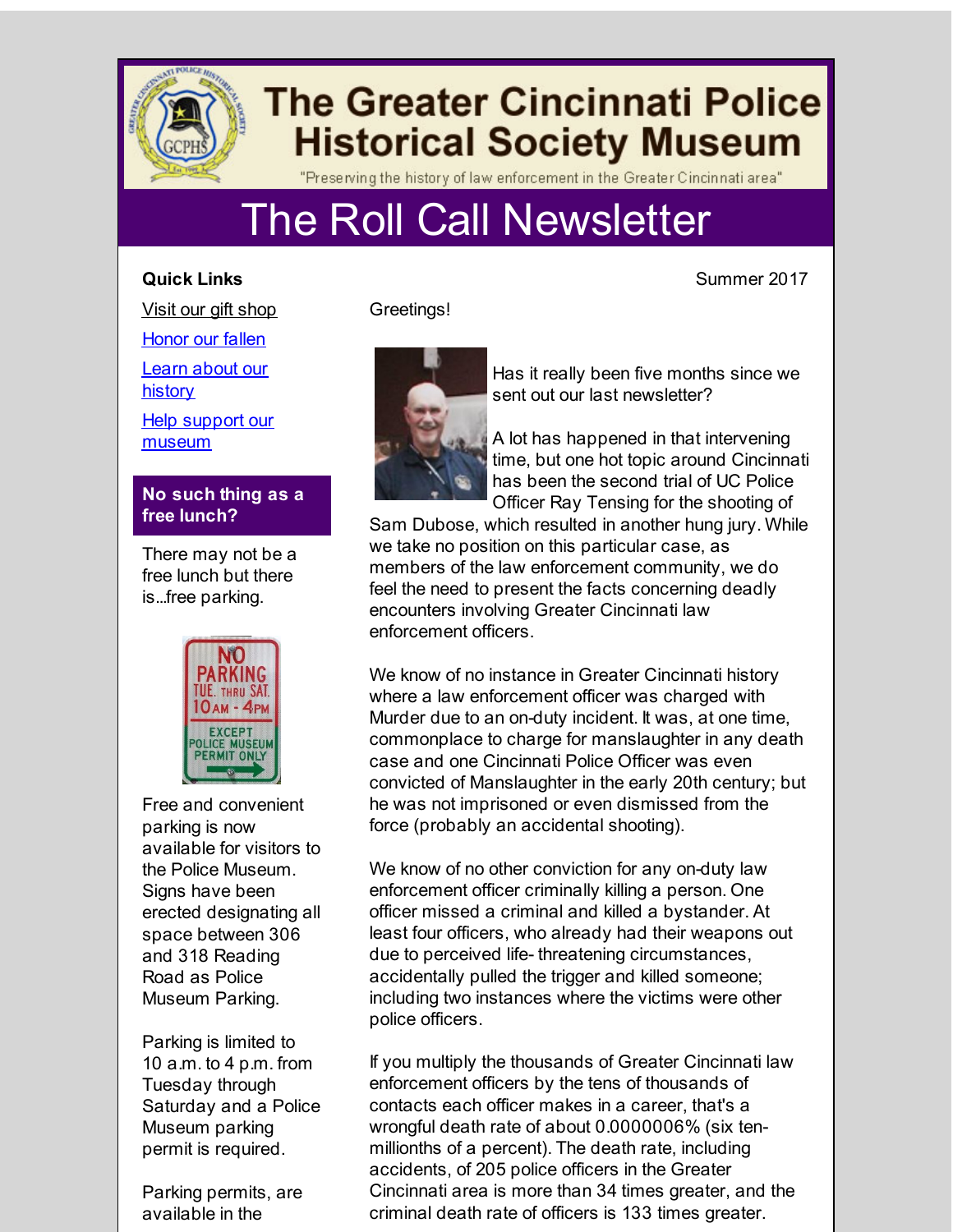# The Greater Cincinnati Police Historical Society Museum

"Preserving the history of law enforcement in the Greater Cincinnati area"

# The Roll Call Newsletter

Summer 2017

Greetings!

Has it really been five months since we sent out our last newsletter?

A lot has happened in that intervening time, but one hot topic around Cincinnati has been the second trial of UC Police Officer Ray Tensing for the shooting of Sam Dubose, which resulted in another hung jury. While we take no position on this particular case, as members of the law enforcement community, we do feel the need to present the facts concerning deadly encounters involving Greater Cincinnati law enforcement officers.

We know of no instance in Greater Cincinnati history where a law enforcement officer was charged with Murder due to an on-duty incident. It was, at one time, commonplace to charge for manslaughter in any death case and one Cincinnati Police Officer was even convicted of Manslaughter in the early 20th century; but he was not imprisoned or even dismissed from the force (probably an accidental shooting).

We know of no other conviction for any on-duty law enforcement officer criminally killing a person. One officer missed a criminal and killed a bystander. At least four officers, who already had their weapons out due to perceived life- threatening circumstances, accidentally pulled the trigger and killed someone; including two instances where the victims were other police officers.

If you multiply the thousands of Greater Cincinnati law enforcement officers by the tens of thousands of contacts each officer makes in a career, that's a wrongful death rate of about 0.0000006% (six ten-millionths of a percent). The death rate, including accidents, of 205 police officers in the Greater Cincinnati area is more than 34 times greater, and the criminal death rate of officers is 133 times greater.

**Quick Links**

- Visit our gift shop
- Honor our fallen
- Learn about our history
- Help support our museum

## No such thing as a free lunch?

There may not be a free lunch but there is...free parking.

Free and convenient parking is now available for visitors to the Police Museum. Signs have been erected designating all space between 306 and 318 Reading Road as Police Museum Parking.

Parking is limited to 10 a.m. to 4 p.m. from Tuesday through Saturday and a Police Museum parking permit is required.

Parking permits, are available in the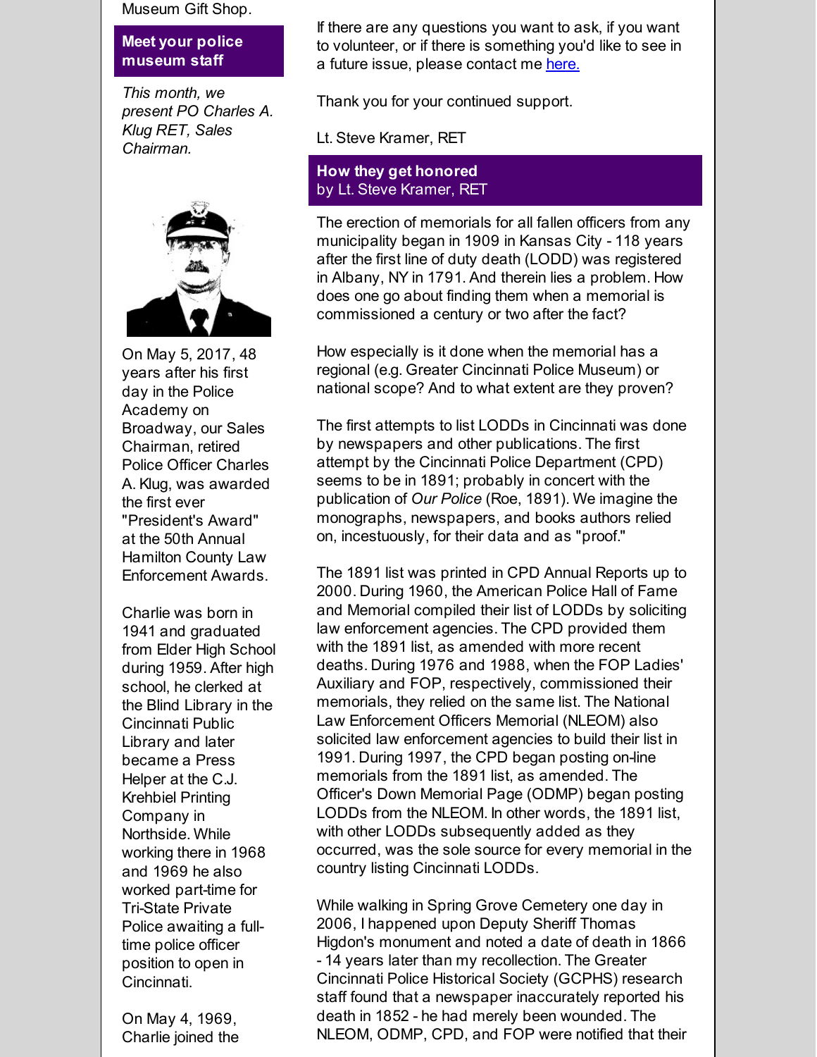Museum Gift Shop.

## Meet your police museum staff

*This month, we present PO Charles A. Klug RET, Sales Chairman.*

On May 5, 2017, 48 years after his first day in the Police Academy on Broadway, our Sales Chairman, retired Police Officer Charles A. Klug, was awarded the first ever "President's Award" at the 50th Annual Hamilton County Law Enforcement Awards.

Charlie was born in 1941 and graduated from Elder High School during 1959. After high school, he clerked at the Blind Library in the Cincinnati Public Library and later became a Press Helper at the C.J. Krehbiel Printing Company in Northside. While working there in 1968 and 1969 he also worked part-time for Tri-State Private Police awaiting a full-time police officer position to open in Cincinnati.

On May 4, 1969, Charlie joined the

If there are any questions you want to ask, if you want to volunteer, or if there is something you'd like to see in a future issue, please contact me [here.](#)

Thank you for your continued support.

Lt. Steve Kramer, RET

## How they get honored
by Lt. Steve Kramer, RET

The erection of memorials for all fallen officers from any municipality began in 1909 in Kansas City - 118 years after the first line of duty death (LODD) was registered in Albany, NY in 1791. And therein lies a problem. How does one go about finding them when a memorial is commissioned a century or two after the fact?

How especially is it done when the memorial has a regional (e.g. Greater Cincinnati Police Museum) or national scope? And to what extent are they proven?

The first attempts to list LODDs in Cincinnati was done by newspapers and other publications. The first attempt by the Cincinnati Police Department (CPD) seems to be in 1891; probably in concert with the publication of *Our Police* (Roe, 1891). We imagine the monographs, newspapers, and books authors relied on, incestuously, for their data and as "proof."

The 1891 list was printed in CPD Annual Reports up to 2000. During 1960, the American Police Hall of Fame and Memorial compiled their list of LODDs by soliciting law enforcement agencies. The CPD provided them with the 1891 list, as amended with more recent deaths. During 1976 and 1988, when the FOP Ladies' Auxiliary and FOP, respectively, commissioned their memorials, they relied on the same list. The National Law Enforcement Officers Memorial (NLEOM) also solicited law enforcement agencies to build their list in 1991. During 1997, the CPD began posting on-line memorials from the 1891 list, as amended. The Officer's Down Memorial Page (ODMP) began posting LODDs from the NLEOM. In other words, the 1891 list, with other LODDs subsequently added as they occurred, was the sole source for every memorial in the country listing Cincinnati LODDs.

While walking in Spring Grove Cemetery one day in 2006, I happened upon Deputy Sheriff Thomas Higdon's monument and noted a date of death in 1866 - 14 years later than my recollection. The Greater Cincinnati Police Historical Society (GCPHS) research staff found that a newspaper inaccurately reported his death in 1852 - he had merely been wounded. The NLEOM, ODMP, CPD, and FOP were notified that their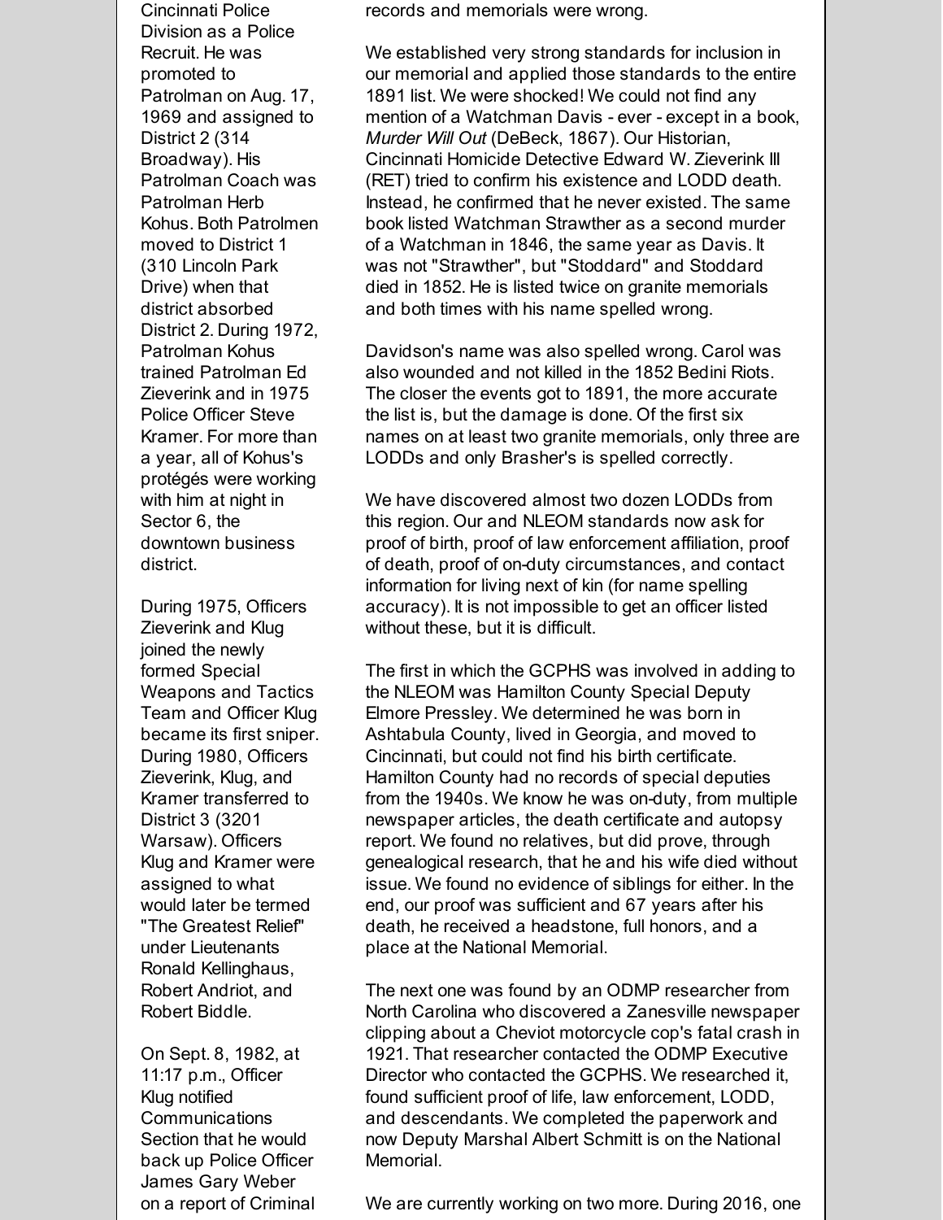Cincinnati Police Division as a Police Recruit. He was promoted to Patrolman on Aug. 17, 1969 and assigned to District 2 (314 Broadway). His Patrolman Coach was Patrolman Herb Kohus. Both Patrolmen moved to District 1 (310 Lincoln Park Drive) when that district absorbed District 2. During 1972, Patrolman Kohus trained Patrolman Ed Zieverink and in 1975 Police Officer Steve Kramer. For more than a year, all of Kohus's protégés were working with him at night in Sector 6, the downtown business district.

During 1975, Officers Zieverink and Klug joined the newly formed Special Weapons and Tactics Team and Officer Klug became its first sniper. During 1980, Officers Zieverink, Klug, and Kramer transferred to District 3 (3201 Warsaw). Officers Klug and Kramer were assigned to what would later be termed "The Greatest Relief" under Lieutenants Ronald Kellinghaus, Robert Andriot, and Robert Biddle.

On Sept. 8, 1982, at 11:17 p.m., Officer Klug notified Communications Section that he would back up Police Officer James Gary Weber on a report of Criminal

records and memorials were wrong.

We established very strong standards for inclusion in our memorial and applied those standards to the entire 1891 list. We were shocked! We could not find any mention of a Watchman Davis - ever - except in a book, *Murder Will Out* (DeBeck, 1867). Our Historian, Cincinnati Homicide Detective Edward W. Zieverink III (RET) tried to confirm his existence and LODD death. Instead, he confirmed that he never existed. The same book listed Watchman Strawther as a second murder of a Watchman in 1846, the same year as Davis. It was not "Strawther", but "Stoddard" and Stoddard died in 1852. He is listed twice on granite memorials and both times with his name spelled wrong.

Davidson's name was also spelled wrong. Carol was also wounded and not killed in the 1852 Bedini Riots. The closer the events got to 1891, the more accurate the list is, but the damage is done. Of the first six names on at least two granite memorials, only three are LODDs and only Brasher's is spelled correctly.

We have discovered almost two dozen LODDs from this region. Our and NLEOM standards now ask for proof of birth, proof of law enforcement affiliation, proof of death, proof of on-duty circumstances, and contact information for living next of kin (for name spelling accuracy). It is not impossible to get an officer listed without these, but it is difficult.

The first in which the GCPHS was involved in adding to the NLEOM was Hamilton County Special Deputy Elmore Pressley. We determined he was born in Ashtabula County, lived in Georgia, and moved to Cincinnati, but could not find his birth certificate. Hamilton County had no records of special deputies from the 1940s. We know he was on-duty, from multiple newspaper articles, the death certificate and autopsy report. We found no relatives, but did prove, through genealogical research, that he and his wife died without issue. We found no evidence of siblings for either. In the end, our proof was sufficient and 67 years after his death, he received a headstone, full honors, and a place at the National Memorial.

The next one was found by an ODMP researcher from North Carolina who discovered a Zanesville newspaper clipping about a Cheviot motorcycle cop's fatal crash in 1921. That researcher contacted the ODMP Executive Director who contacted the GCPHS. We researched it, found sufficient proof of life, law enforcement, LODD, and descendants. We completed the paperwork and now Deputy Marshal Albert Schmitt is on the National Memorial.

We are currently working on two more. During 2016, one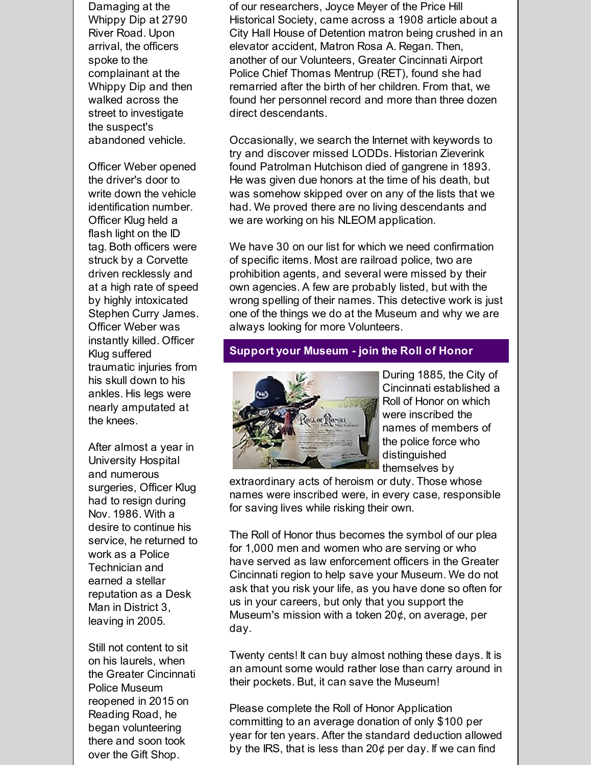Damaging at the Whippy Dip at 2790 River Road. Upon arrival, the officers spoke to the complainant at the Whippy Dip and then walked across the street to investigate the suspect's abandoned vehicle.

Officer Weber opened the driver's door to write down the vehicle identification number. Officer Klug held a flash light on the ID tag. Both officers were struck by a Corvette driven recklessly and at a high rate of speed by highly intoxicated Stephen Curry James. Officer Weber was instantly killed. Officer Klug suffered traumatic injuries from his skull down to his ankles. His legs were nearly amputated at the knees.

After almost a year in University Hospital and numerous surgeries, Officer Klug had to resign during Nov. 1986. With a desire to continue his service, he returned to work as a Police Technician and earned a stellar reputation as a Desk Man in District 3, leaving in 2005.

Still not content to sit on his laurels, when the Greater Cincinnati Police Museum reopened in 2015 on Reading Road, he began volunteering there and soon took over the Gift Shop.

of our researchers, Joyce Meyer of the Price Hill Historical Society, came across a 1908 article about a City Hall House of Detention matron being crushed in an elevator accident, Matron Rosa A. Regan. Then, another of our Volunteers, Greater Cincinnati Airport Police Chief Thomas Mentrup (RET), found she had remarried after the birth of her children. From that, we found her personnel record and more than three dozen direct descendants.

Occasionally, we search the Internet with keywords to try and discover missed LODDs. Historian Zieverink found Patrolman Hutchison died of gangrene in 1893. He was given due honors at the time of his death, but was somehow skipped over on any of the lists that we had. We proved there are no living descendants and we are working on his NLEOM application.

We have 30 on our list for which we need confirmation of specific items. Most are railroad police, two are prohibition agents, and several were missed by their own agencies. A few are probably listed, but with the wrong spelling of their names. This detective work is just one of the things we do at the Museum and why we are always looking for more Volunteers.

## Support your Museum - join the Roll of Honor

During 1885, the City of Cincinnati established a Roll of Honor on which were inscribed the names of members of the police force who distinguished themselves by extraordinary acts of heroism or duty. Those whose names were inscribed were, in every case, responsible for saving lives while risking their own.

The Roll of Honor thus becomes the symbol of our plea for 1,000 men and women who are serving or who have served as law enforcement officers in the Greater Cincinnati region to help save your Museum. We do not ask that you risk your life, as you have done so often for us in your careers, but only that you support the Museum's mission with a token 20¢, on average, per day.

Twenty cents! It can buy almost nothing these days. It is an amount some would rather lose than carry around in their pockets. But, it can save the Museum!

Please complete the Roll of Honor Application committing to an average donation of only $100 per year for ten years. After the standard deduction allowed by the IRS, that is less than 20¢ per day. If we can find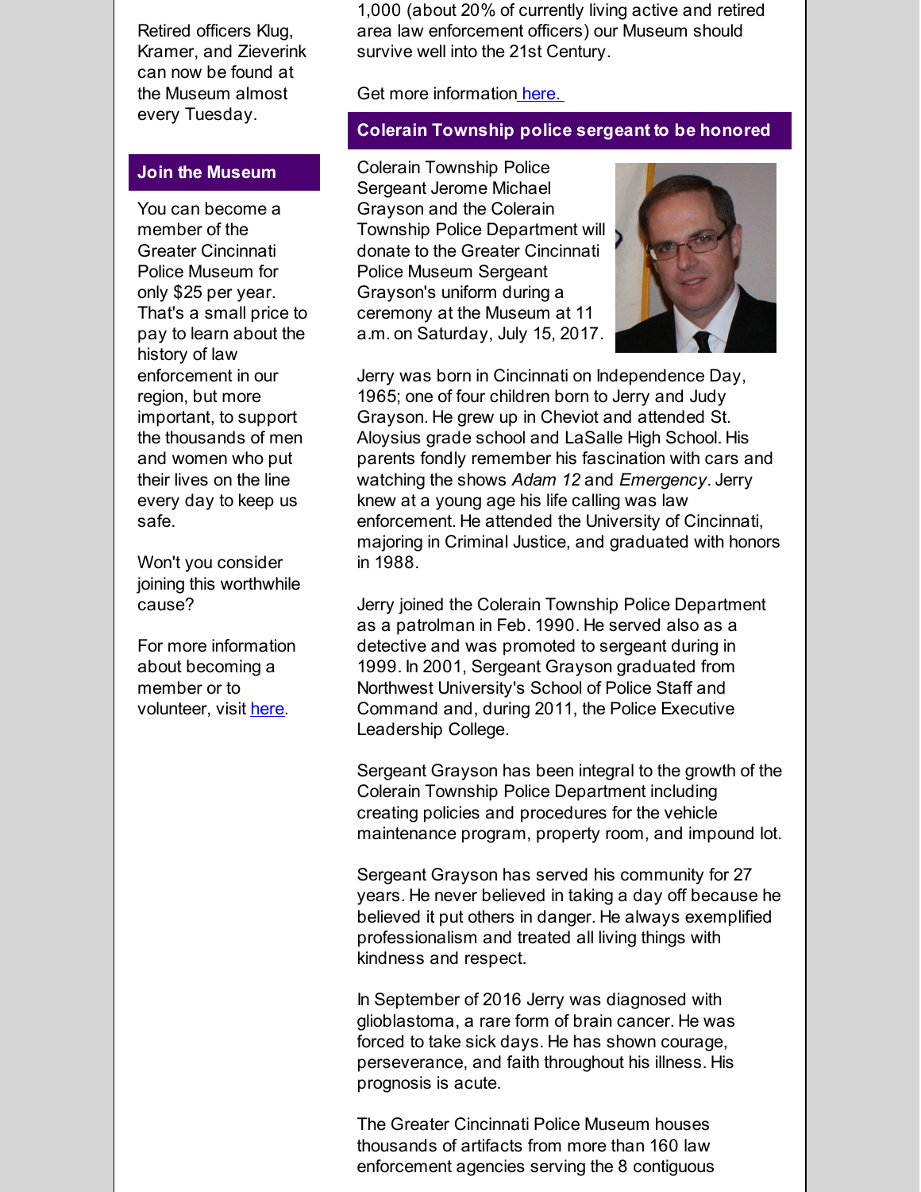Retired officers Klug, Kramer, and Zieverink can now be found at the Museum almost every Tuesday.

## Join the Museum

You can become a member of the Greater Cincinnati Police Museum for only $25 per year. That's a small price to pay to learn about the history of law enforcement in our region, but more important, to support the thousands of men and women who put their lives on the line every day to keep us safe.

Won't you consider joining this worthwhile cause?

For more information about becoming a member or to volunteer, visit here.

1,000 (about 20% of currently living active and retired area law enforcement officers) our Museum should survive well into the 21st Century.

Get more information here.

## Colerain Township police sergeant to be honored

Colerain Township Police Sergeant Jerome Michael Grayson and the Colerain Township Police Department will donate to the Greater Cincinnati Police Museum Sergeant Grayson's uniform during a ceremony at the Museum at 11 a.m. on Saturday, July 15, 2017.

Jerry was born in Cincinnati on Independence Day, 1965; one of four children born to Jerry and Judy Grayson. He grew up in Cheviot and attended St. Aloysius grade school and LaSalle High School. His parents fondly remember his fascination with cars and watching the shows *Adam 12* and *Emergency*. Jerry knew at a young age his life calling was law enforcement. He attended the University of Cincinnati, majoring in Criminal Justice, and graduated with honors in 1988.

Jerry joined the Colerain Township Police Department as a patrolman in Feb. 1990. He served also as a detective and was promoted to sergeant during in 1999. In 2001, Sergeant Grayson graduated from Northwest University's School of Police Staff and Command and, during 2011, the Police Executive Leadership College.

Sergeant Grayson has been integral to the growth of the Colerain Township Police Department including creating policies and procedures for the vehicle maintenance program, property room, and impound lot.

Sergeant Grayson has served his community for 27 years. He never believed in taking a day off because he believed it put others in danger. He always exemplified professionalism and treated all living things with kindness and respect.

In September of 2016 Jerry was diagnosed with glioblastoma, a rare form of brain cancer. He was forced to take sick days. He has shown courage, perseverance, and faith throughout his illness. His prognosis is acute.

The Greater Cincinnati Police Museum houses thousands of artifacts from more than 160 law enforcement agencies serving the 8 contiguous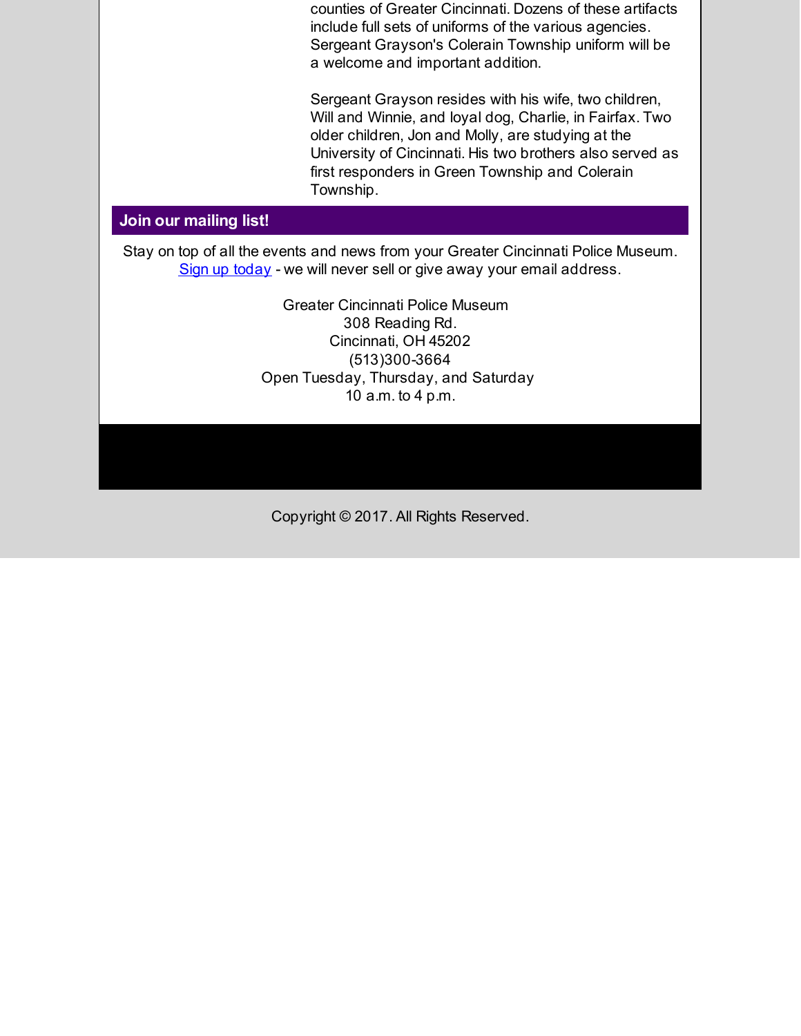counties of Greater Cincinnati. Dozens of these artifacts include full sets of uniforms of the various agencies. Sergeant Grayson's Colerain Township uniform will be a welcome and important addition.

Sergeant Grayson resides with his wife, two children, Will and Winnie, and loyal dog, Charlie, in Fairfax. Two older children, Jon and Molly, are studying at the University of Cincinnati. His two brothers also served as first responders in Green Township and Colerain Township.

## Join our mailing list!

Stay on top of all the events and news from your Greater Cincinnati Police Museum. Sign up today - we will never sell or give away your email address.

Greater Cincinnati Police Museum
308 Reading Rd.
Cincinnati, OH 45202
(513)300-3664
Open Tuesday, Thursday, and Saturday
10 a.m. to 4 p.m.

Copyright © 2017. All Rights Reserved.